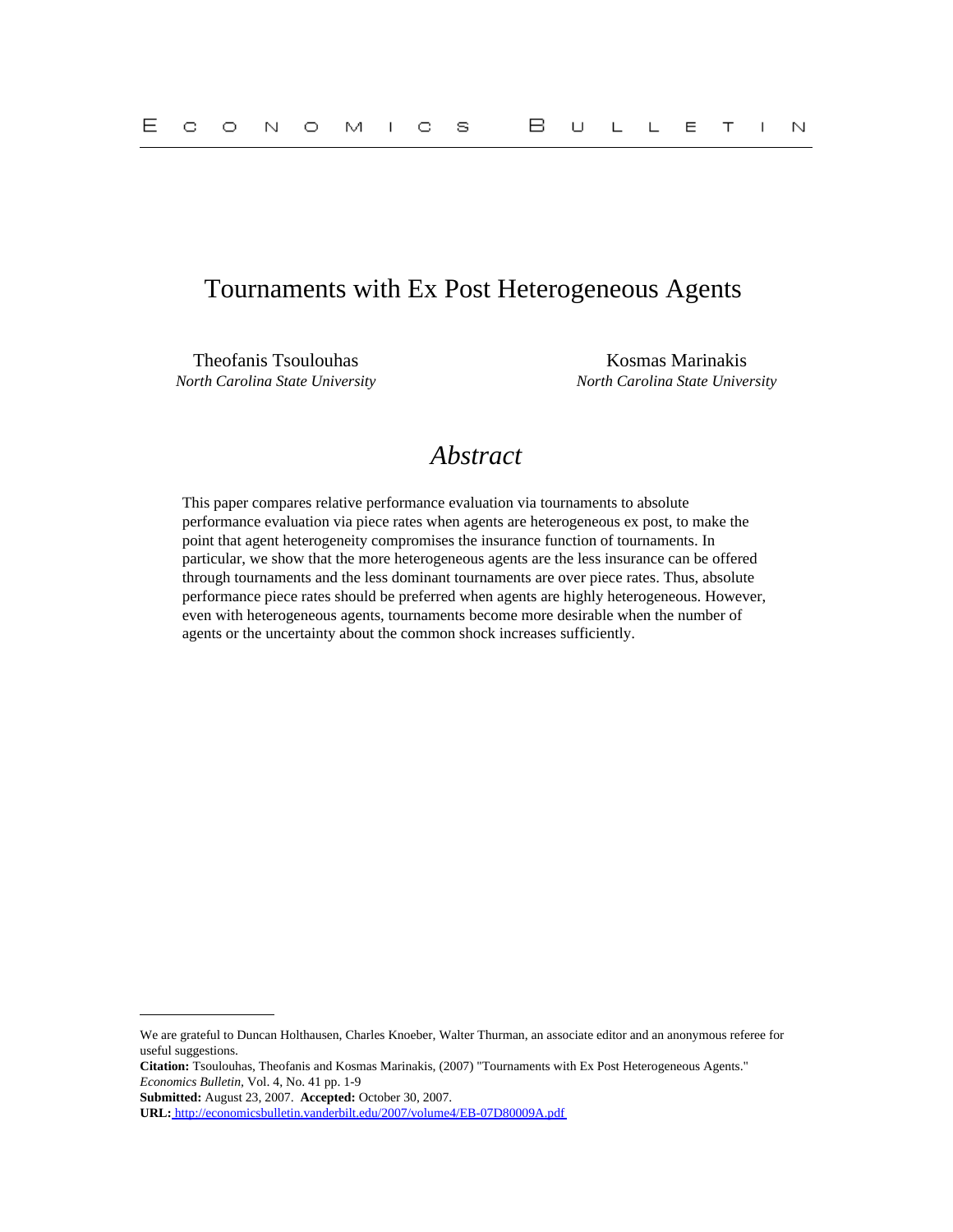# Tournaments with Ex Post Heterogeneous Agents

Theofanis Tsoulouhas
*North Carolina State University*

Kosmas Marinakis
*North Carolina State University*

## *Abstract*

This paper compares relative performance evaluation via tournaments to absolute performance evaluation via piece rates when agents are heterogeneous ex post, to make the point that agent heterogeneity compromises the insurance function of tournaments. In particular, we show that the more heterogeneous agents are the less insurance can be offered through tournaments and the less dominant tournaments are over piece rates. Thus, absolute performance piece rates should be preferred when agents are highly heterogeneous. However, even with heterogeneous agents, tournaments become more desirable when the number of agents or the uncertainty about the common shock increases sufficiently.

---

We are grateful to Duncan Holthausen, Charles Knoeber, Walter Thurman, an associate editor and an anonymous referee for useful suggestions.

**Citation:** Tsoulouhas, Theofanis and Kosmas Marinakis, (2007) "Tournaments with Ex Post Heterogeneous Agents." *Economics Bulletin*, Vol. 4, No. 41 pp. 1-9

**Submitted:** August 23, 2007. **Accepted:** October 30, 2007.

**URL:** http://economicsbulletin.vanderbilt.edu/2007/volume4/EB-07D80009A.pdf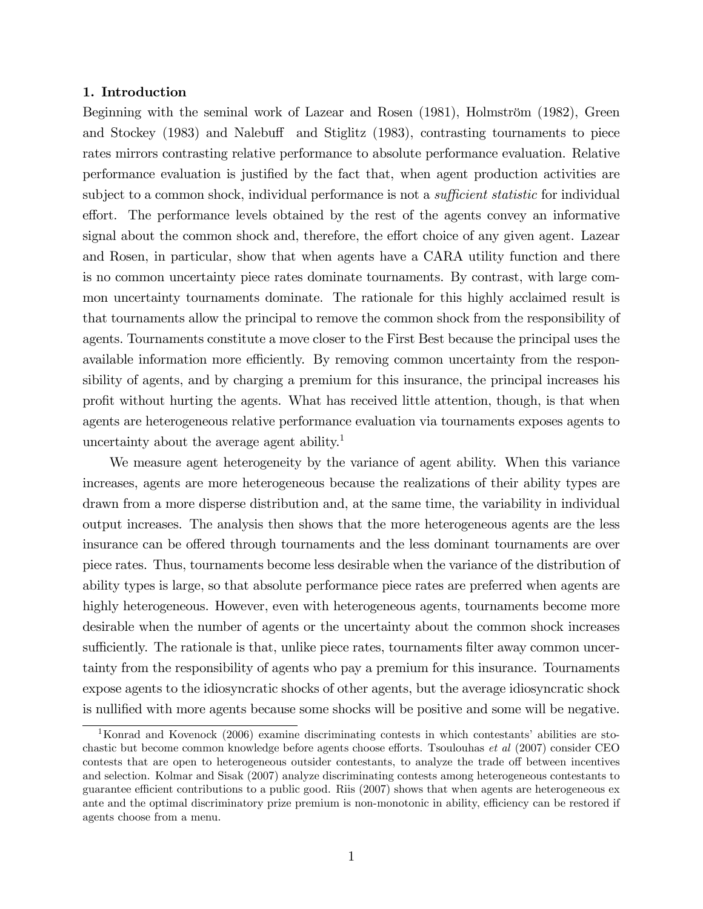## 1. Introduction

Beginning with the seminal work of Lazear and Rosen (1981), Holmström (1982), Green and Stockey (1983) and Nalebuff and Stiglitz (1983), contrasting tournaments to piece rates mirrors contrasting relative performance to absolute performance evaluation. Relative performance evaluation is justified by the fact that, when agent production activities are subject to a common shock, individual performance is not a *sufficient statistic* for individual effort. The performance levels obtained by the rest of the agents convey an informative signal about the common shock and, therefore, the effort choice of any given agent. Lazear and Rosen, in particular, show that when agents have a CARA utility function and there is no common uncertainty piece rates dominate tournaments. By contrast, with large common uncertainty tournaments dominate. The rationale for this highly acclaimed result is that tournaments allow the principal to remove the common shock from the responsibility of agents. Tournaments constitute a move closer to the First Best because the principal uses the available information more efficiently. By removing common uncertainty from the responsibility of agents, and by charging a premium for this insurance, the principal increases his profit without hurting the agents. What has received little attention, though, is that when agents are heterogeneous relative performance evaluation via tournaments exposes agents to uncertainty about the average agent ability.[1]

We measure agent heterogeneity by the variance of agent ability. When this variance increases, agents are more heterogeneous because the realizations of their ability types are drawn from a more disperse distribution and, at the same time, the variability in individual output increases. The analysis then shows that the more heterogeneous agents are the less insurance can be offered through tournaments and the less dominant tournaments are over piece rates. Thus, tournaments become less desirable when the variance of the distribution of ability types is large, so that absolute performance piece rates are preferred when agents are highly heterogeneous. However, even with heterogeneous agents, tournaments become more desirable when the number of agents or the uncertainty about the common shock increases sufficiently. The rationale is that, unlike piece rates, tournaments filter away common uncertainty from the responsibility of agents who pay a premium for this insurance. Tournaments expose agents to the idiosyncratic shocks of other agents, but the average idiosyncratic shock is nullified with more agents because some shocks will be positive and some will be negative.

[1] Konrad and Kovenock (2006) examine discriminating contests in which contestants' abilities are stochastic but become common knowledge before agents choose efforts. Tsoulouhas *et al* (2007) consider CEO contests that are open to heterogeneous outsider contestants, to analyze the trade off between incentives and selection. Kolmar and Sisak (2007) analyze discriminating contests among heterogeneous contestants to guarantee efficient contributions to a public good. Riis (2007) shows that when agents are heterogeneous ex ante and the optimal discriminatory prize premium is non-monotonic in ability, efficiency can be restored if agents choose from a menu.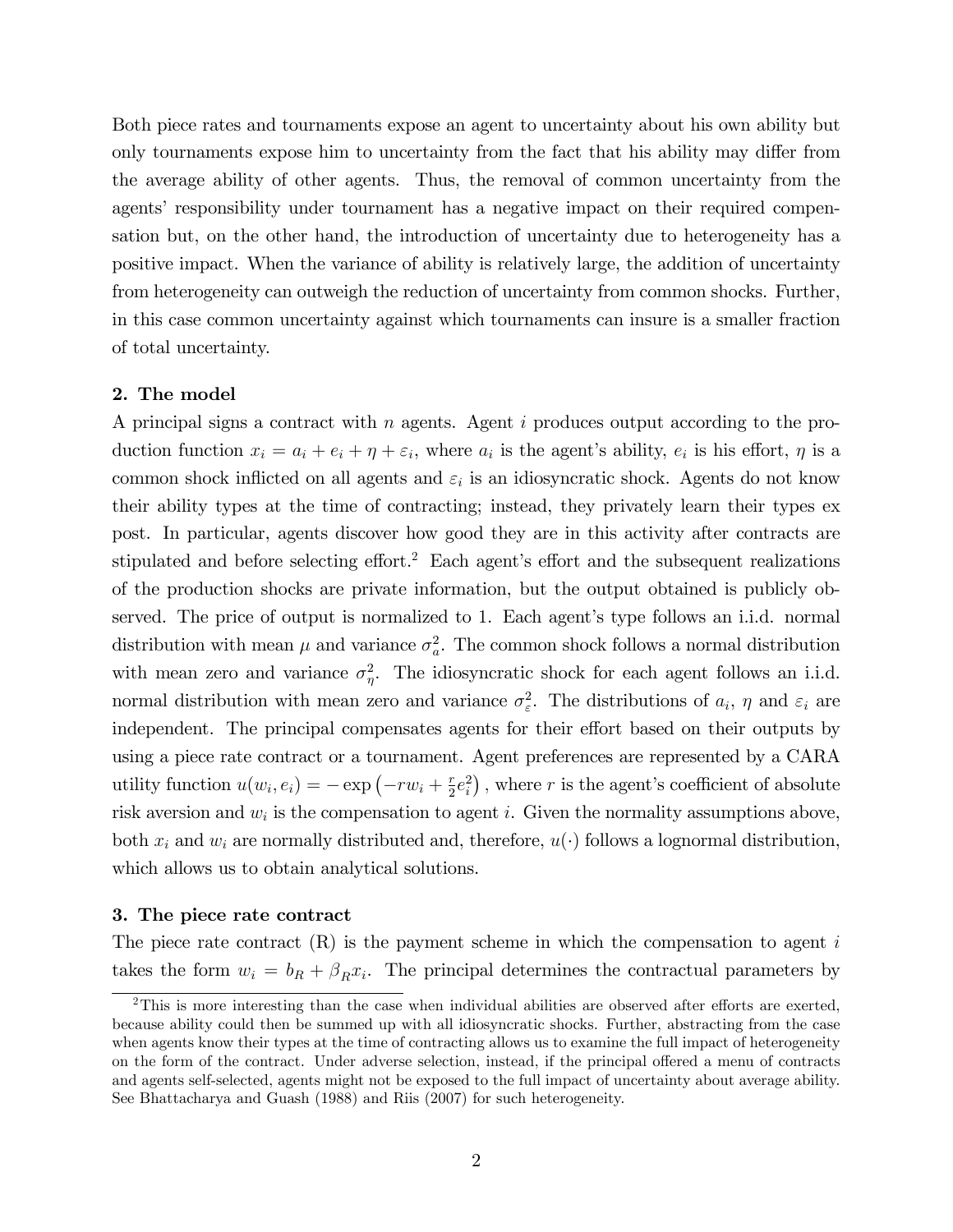Both piece rates and tournaments expose an agent to uncertainty about his own ability but only tournaments expose him to uncertainty from the fact that his ability may differ from the average ability of other agents. Thus, the removal of common uncertainty from the agents' responsibility under tournament has a negative impact on their required compensation but, on the other hand, the introduction of uncertainty due to heterogeneity has a positive impact. When the variance of ability is relatively large, the addition of uncertainty from heterogeneity can outweigh the reduction of uncertainty from common shocks. Further, in this case common uncertainty against which tournaments can insure is a smaller fraction of total uncertainty.

## 2. The model

A principal signs a contract with $n$ agents. Agent $i$ produces output according to the production function $x_i = a_i + e_i + \eta + \varepsilon_i$, where $a_i$ is the agent's ability, $e_i$ is his effort, $\eta$ is a common shock inflicted on all agents and $\varepsilon_i$ is an idiosyncratic shock. Agents do not know their ability types at the time of contracting; instead, they privately learn their types ex post. In particular, agents discover how good they are in this activity after contracts are stipulated and before selecting effort.[2] Each agent's effort and the subsequent realizations of the production shocks are private information, but the output obtained is publicly observed. The price of output is normalized to 1. Each agent's type follows an i.i.d. normal distribution with mean $\mu$ and variance $\sigma_a^2$. The common shock follows a normal distribution with mean zero and variance $\sigma_\eta^2$. The idiosyncratic shock for each agent follows an i.i.d. normal distribution with mean zero and variance $\sigma_\varepsilon^2$. The distributions of $a_i$, $\eta$ and $\varepsilon_i$ are independent. The principal compensates agents for their effort based on their outputs by using a piece rate contract or a tournament. Agent preferences are represented by a CARA utility function $u(w_i, e_i) = -\exp\left(-rw_i + \frac{r}{2}e_i^2\right)$, where $r$ is the agent's coefficient of absolute risk aversion and $w_i$ is the compensation to agent $i$. Given the normality assumptions above, both $x_i$ and $w_i$ are normally distributed and, therefore, $u(\cdot)$ follows a lognormal distribution, which allows us to obtain analytical solutions.

## 3. The piece rate contract

The piece rate contract (R) is the payment scheme in which the compensation to agent $i$ takes the form $w_i = b_R + \beta_R x_i$. The principal determines the contractual parameters by

[2] This is more interesting than the case when individual abilities are observed after efforts are exerted, because ability could then be summed up with all idiosyncratic shocks. Further, abstracting from the case when agents know their types at the time of contracting allows us to examine the full impact of heterogeneity on the form of the contract. Under adverse selection, instead, if the principal offered a menu of contracts and agents self-selected, agents might not be exposed to the full impact of uncertainty about average ability. See Bhattacharya and Guash (1988) and Riis (2007) for such heterogeneity.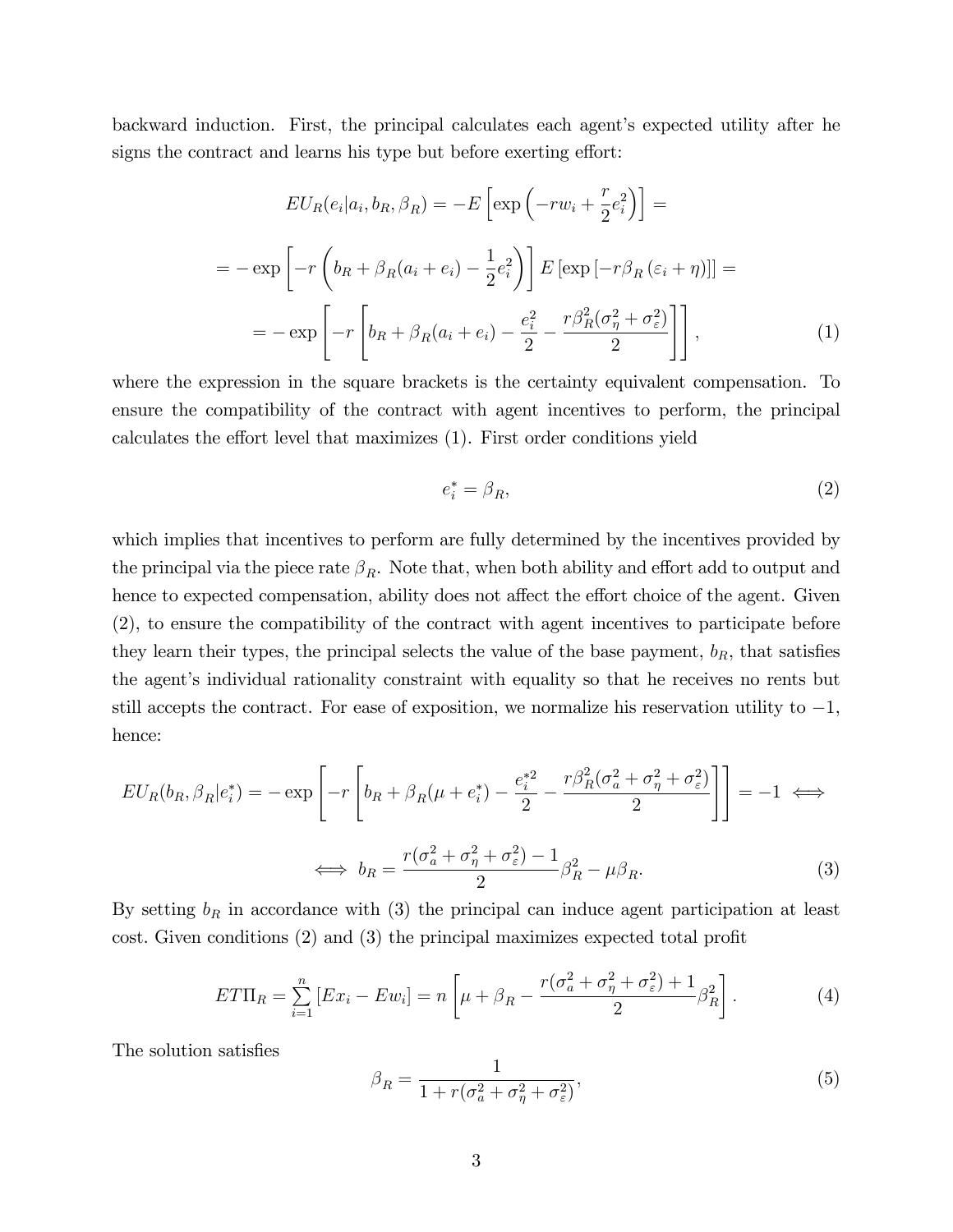backward induction. First, the principal calculates each agent's expected utility after he signs the contract and learns his type but before exerting effort:

$$EU_R(e_i|a_i, b_R, \beta_R) = -E\left[\exp\left(-rw_i + \frac{r}{2}e_i^2\right)\right] =$$

$$= -\exp\left[-r\left(b_R + \beta_R(a_i + e_i) - \frac{1}{2}e_i^2\right)\right] E\left[\exp\left[-r\beta_R\left(\varepsilon_i + \eta\right)\right]\right] =$$

$$= -\exp\left[-r\left[b_R + \beta_R(a_i + e_i) - \frac{e_i^2}{2} - \frac{r\beta_R^2(\sigma_\eta^2 + \sigma_\varepsilon^2)}{2}\right]\right], \tag{1}$$

where the expression in the square brackets is the certainty equivalent compensation. To ensure the compatibility of the contract with agent incentives to perform, the principal calculates the effort level that maximizes (1). First order conditions yield

$$e_i^* = \beta_R, \tag{2}$$

which implies that incentives to perform are fully determined by the incentives provided by the principal via the piece rate $\beta_R$. Note that, when both ability and effort add to output and hence to expected compensation, ability does not affect the effort choice of the agent. Given (2), to ensure the compatibility of the contract with agent incentives to participate before they learn their types, the principal selects the value of the base payment, $b_R$, that satisfies the agent's individual rationality constraint with equality so that he receives no rents but still accepts the contract. For ease of exposition, we normalize his reservation utility to $-1$, hence:

$$EU_R(b_R, \beta_R|e_i^*) = -\exp\left[-r\left[b_R + \beta_R(\mu + e_i^*) - \frac{e_i^{*2}}{2} - \frac{r\beta_R^2(\sigma_a^2 + \sigma_\eta^2 + \sigma_\varepsilon^2)}{2}\right]\right] = -1 \iff$$

$$\iff b_R = \frac{r(\sigma_a^2 + \sigma_\eta^2 + \sigma_\varepsilon^2) - 1}{2}\beta_R^2 - \mu\beta_R. \tag{3}$$

By setting $b_R$ in accordance with (3) the principal can induce agent participation at least cost. Given conditions (2) and (3) the principal maximizes expected total profit

$$ET\Pi_R = \sum_{i=1}^{n}\left[Ex_i - Ew_i\right] = n\left[\mu + \beta_R - \frac{r(\sigma_a^2 + \sigma_\eta^2 + \sigma_\varepsilon^2) + 1}{2}\beta_R^2\right]. \tag{4}$$

The solution satisfies

$$\beta_R = \frac{1}{1 + r(\sigma_a^2 + \sigma_\eta^2 + \sigma_\varepsilon^2)}, \tag{5}$$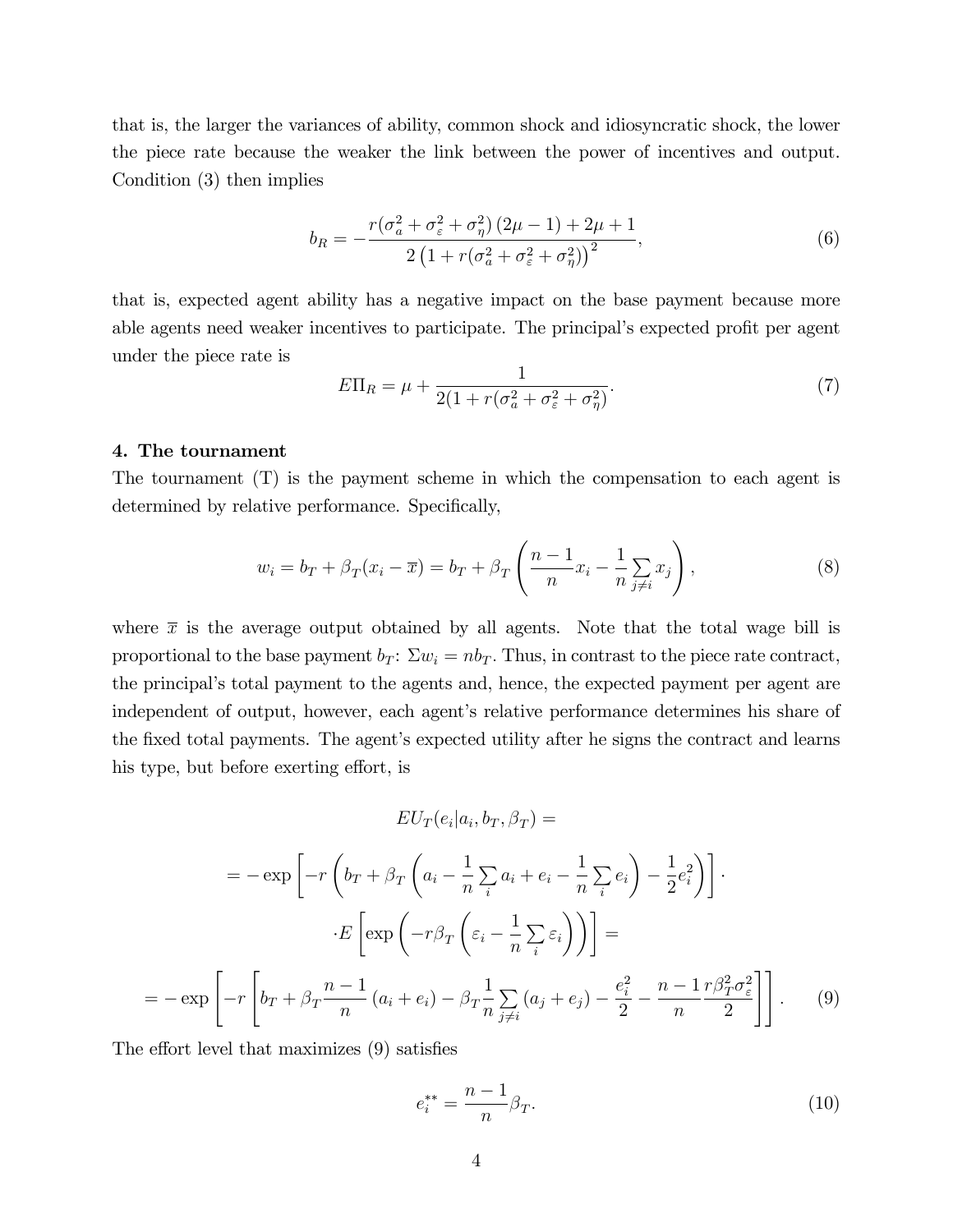that is, the larger the variances of ability, common shock and idiosyncratic shock, the lower the piece rate because the weaker the link between the power of incentives and output. Condition (3) then implies

$$b_R = -\frac{r(\sigma_a^2 + \sigma_\varepsilon^2 + \sigma_\eta^2)(2\mu - 1) + 2\mu + 1}{2\left(1 + r(\sigma_a^2 + \sigma_\varepsilon^2 + \sigma_\eta^2)\right)^2}, \tag{6}$$

that is, expected agent ability has a negative impact on the base payment because more able agents need weaker incentives to participate. The principal's expected profit per agent under the piece rate is

$$E\Pi_R = \mu + \frac{1}{2(1 + r(\sigma_a^2 + \sigma_\varepsilon^2 + \sigma_\eta^2)}. \tag{7}$$

**4. The tournament**

The tournament (T) is the payment scheme in which the compensation to each agent is determined by relative performance. Specifically,

$$w_i = b_T + \beta_T(x_i - \overline{x}) = b_T + \beta_T\left(\frac{n-1}{n}x_i - \frac{1}{n}\sum_{j \neq i} x_j\right), \tag{8}$$

where $\overline{x}$ is the average output obtained by all agents. Note that the total wage bill is proportional to the base payment $b_T$: $\Sigma w_i = nb_T$. Thus, in contrast to the piece rate contract, the principal's total payment to the agents and, hence, the expected payment per agent are independent of output, however, each agent's relative performance determines his share of the fixed total payments. The agent's expected utility after he signs the contract and learns his type, but before exerting effort, is

$$EU_T(e_i|a_i, b_T, \beta_T) =$$

$$= -\exp\left[-r\left(b_T + \beta_T\left(a_i - \frac{1}{n}\sum_i a_i + e_i - \frac{1}{n}\sum_i e_i\right) - \frac{1}{2}e_i^2\right)\right] \cdot$$

$$\cdot E\left[\exp\left(-r\beta_T\left(\varepsilon_i - \frac{1}{n}\sum_i \varepsilon_i\right)\right)\right] =$$

$$= -\exp\left[-r\left[b_T + \beta_T\frac{n-1}{n}(a_i + e_i) - \beta_T\frac{1}{n}\sum_{j \neq i}(a_j + e_j) - \frac{e_i^2}{2} - \frac{n-1}{n}\frac{r\beta_T^2\sigma_\varepsilon^2}{2}\right]\right]. \tag{9}$$

The effort level that maximizes (9) satisfies

$$e_i^{**} = \frac{n-1}{n}\beta_T. \tag{10}$$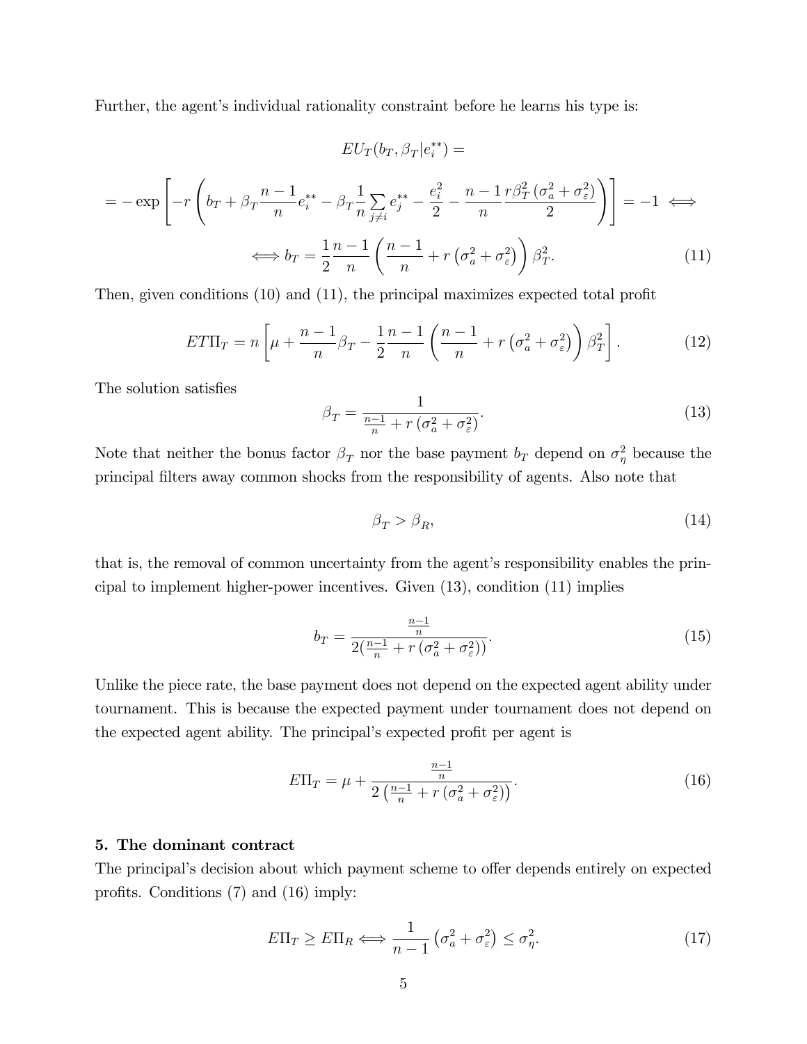Further, the agent's individual rationality constraint before he learns his type is:

$$EU_T(b_T, \beta_T | e_i^{**}) =$$

$$= -\exp\left[-r\left(b_T + \beta_T \frac{n-1}{n} e_i^{**} - \beta_T \frac{1}{n} \sum_{j \neq i} e_j^{**} - \frac{e_i^2}{2} - \frac{n-1}{n} \frac{r\beta_T^2 \left(\sigma_a^2 + \sigma_\varepsilon^2\right)}{2}\right)\right] = -1 \iff$$

$$\iff b_T = \frac{1}{2} \frac{n-1}{n} \left(\frac{n-1}{n} + r\left(\sigma_a^2 + \sigma_\varepsilon^2\right)\right) \beta_T^2. \tag{11}$$

Then, given conditions (10) and (11), the principal maximizes expected total profit

$$ET\Pi_T = n\left[\mu + \frac{n-1}{n}\beta_T - \frac{1}{2}\frac{n-1}{n}\left(\frac{n-1}{n} + r\left(\sigma_a^2 + \sigma_\varepsilon^2\right)\right)\beta_T^2\right]. \tag{12}$$

The solution satisfies

$$\beta_T = \frac{1}{\frac{n-1}{n} + r\left(\sigma_a^2 + \sigma_\varepsilon^2\right)}. \tag{13}$$

Note that neither the bonus factor $\beta_T$ nor the base payment $b_T$ depend on $\sigma_\eta^2$ because the principal filters away common shocks from the responsibility of agents. Also note that

$$\beta_T > \beta_R, \tag{14}$$

that is, the removal of common uncertainty from the agent's responsibility enables the principal to implement higher-power incentives. Given (13), condition (11) implies

$$b_T = \frac{\frac{n-1}{n}}{2\left(\frac{n-1}{n} + r\left(\sigma_a^2 + \sigma_\varepsilon^2\right)\right)}. \tag{15}$$

Unlike the piece rate, the base payment does not depend on the expected agent ability under tournament. This is because the expected payment under tournament does not depend on the expected agent ability. The principal's expected profit per agent is

$$E\Pi_T = \mu + \frac{\frac{n-1}{n}}{2\left(\frac{n-1}{n} + r\left(\sigma_a^2 + \sigma_\varepsilon^2\right)\right)}. \tag{16}$$

## 5. The dominant contract

The principal's decision about which payment scheme to offer depends entirely on expected profits. Conditions (7) and (16) imply:

$$E\Pi_T \geq E\Pi_R \iff \frac{1}{n-1}\left(\sigma_a^2 + \sigma_\varepsilon^2\right) \leq \sigma_\eta^2. \tag{17}$$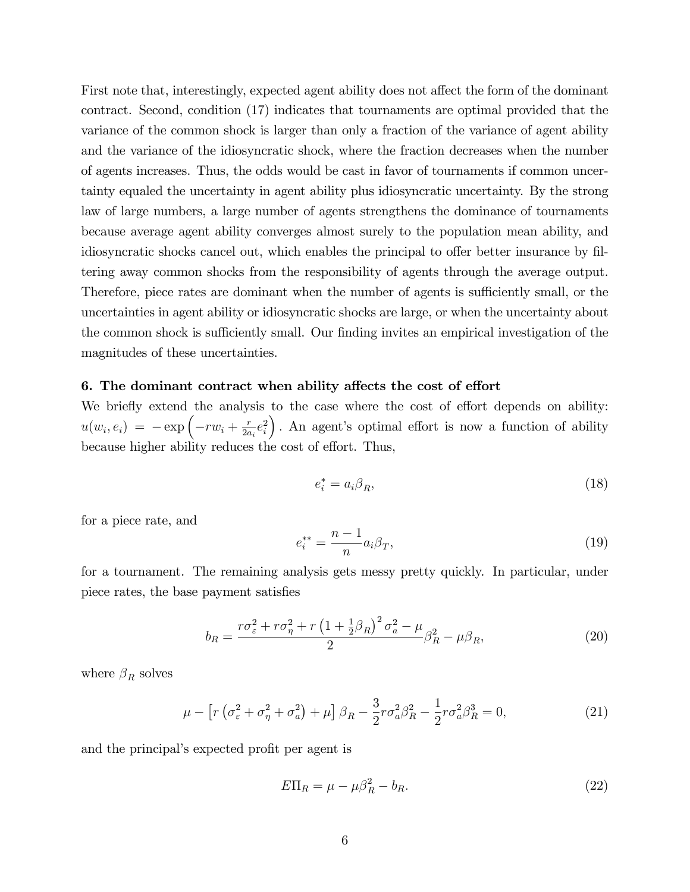First note that, interestingly, expected agent ability does not affect the form of the dominant contract. Second, condition (17) indicates that tournaments are optimal provided that the variance of the common shock is larger than only a fraction of the variance of agent ability and the variance of the idiosyncratic shock, where the fraction decreases when the number of agents increases. Thus, the odds would be cast in favor of tournaments if common uncertainty equaled the uncertainty in agent ability plus idiosyncratic uncertainty. By the strong law of large numbers, a large number of agents strengthens the dominance of tournaments because average agent ability converges almost surely to the population mean ability, and idiosyncratic shocks cancel out, which enables the principal to offer better insurance by filtering away common shocks from the responsibility of agents through the average output. Therefore, piece rates are dominant when the number of agents is sufficiently small, or the uncertainties in agent ability or idiosyncratic shocks are large, or when the uncertainty about the common shock is sufficiently small. Our finding invites an empirical investigation of the magnitudes of these uncertainties.

**6. The dominant contract when ability affects the cost of effort**

We briefly extend the analysis to the case where the cost of effort depends on ability: $u(w_i, e_i) = -\exp\left(-rw_i + \frac{r}{2a_i}e_i^2\right)$. An agent's optimal effort is now a function of ability because higher ability reduces the cost of effort. Thus,

$$e_i^* = a_i \beta_R, \tag{18}$$

for a piece rate, and

$$e_i^{**} = \frac{n-1}{n} a_i \beta_T, \tag{19}$$

for a tournament. The remaining analysis gets messy pretty quickly. In particular, under piece rates, the base payment satisfies

$$b_R = \frac{r\sigma_\varepsilon^2 + r\sigma_\eta^2 + r\left(1 + \frac{1}{2}\beta_R\right)^2 \sigma_a^2 - \mu}{2} \beta_R^2 - \mu \beta_R, \tag{20}$$

where $\beta_R$ solves

$$\mu - \left[r\left(\sigma_\varepsilon^2 + \sigma_\eta^2 + \sigma_a^2\right) + \mu\right]\beta_R - \frac{3}{2} r\sigma_a^2 \beta_R^2 - \frac{1}{2} r\sigma_a^2 \beta_R^3 = 0, \tag{21}$$

and the principal's expected profit per agent is

$$E\Pi_R = \mu - \mu\beta_R^2 - b_R. \tag{22}$$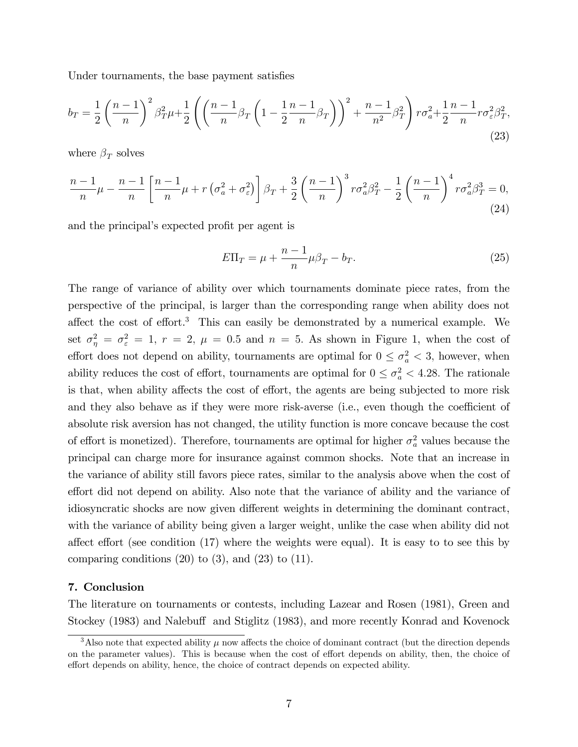Under tournaments, the base payment satisfies

$$b_T = \frac{1}{2}\left(\frac{n-1}{n}\right)^2 \beta_T^2 \mu + \frac{1}{2}\left(\left(\frac{n-1}{n}\beta_T\left(1 - \frac{1}{2}\frac{n-1}{n}\beta_T\right)\right)^2 + \frac{n-1}{n^2}\beta_T^2\right) r\sigma_a^2 + \frac{1}{2}\frac{n-1}{n} r\sigma_\varepsilon^2 \beta_T^2, \tag{23}$$

where $\beta_T$ solves

$$\frac{n-1}{n}\mu - \frac{n-1}{n}\left[\frac{n-1}{n}\mu + r\left(\sigma_a^2 + \sigma_\varepsilon^2\right)\right]\beta_T + \frac{3}{2}\left(\frac{n-1}{n}\right)^3 r\sigma_a^2 \beta_T^2 - \frac{1}{2}\left(\frac{n-1}{n}\right)^4 r\sigma_a^2 \beta_T^3 = 0, \tag{24}$$

and the principal's expected profit per agent is

$$E\Pi_T = \mu + \frac{n-1}{n}\mu\beta_T - b_T. \tag{25}$$

The range of variance of ability over which tournaments dominate piece rates, from the perspective of the principal, is larger than the corresponding range when ability does not affect the cost of effort.[3] This can easily be demonstrated by a numerical example. We set $\sigma_\eta^2 = \sigma_\varepsilon^2 = 1$, $r = 2$, $\mu = 0.5$ and $n = 5$. As shown in Figure 1, when the cost of effort does not depend on ability, tournaments are optimal for $0 \leq \sigma_a^2 < 3$, however, when ability reduces the cost of effort, tournaments are optimal for $0 \leq \sigma_a^2 < 4.28$. The rationale is that, when ability affects the cost of effort, the agents are being subjected to more risk and they also behave as if they were more risk-averse (i.e., even though the coefficient of absolute risk aversion has not changed, the utility function is more concave because the cost of effort is monetized). Therefore, tournaments are optimal for higher $\sigma_a^2$ values because the principal can charge more for insurance against common shocks. Note that an increase in the variance of ability still favors piece rates, similar to the analysis above when the cost of effort did not depend on ability. Also note that the variance of ability and the variance of idiosyncratic shocks are now given different weights in determining the dominant contract, with the variance of ability being given a larger weight, unlike the case when ability did not affect effort (see condition (17) where the weights were equal). It is easy to to see this by comparing conditions (20) to (3), and (23) to (11).

## 7. Conclusion

The literature on tournaments or contests, including Lazear and Rosen (1981), Green and Stockey (1983) and Nalebuff and Stiglitz (1983), and more recently Konrad and Kovenock

[3] Also note that expected ability $\mu$ now affects the choice of dominant contract (but the direction depends on the parameter values). This is because when the cost of effort depends on ability, then, the choice of effort depends on ability, hence, the choice of contract depends on expected ability.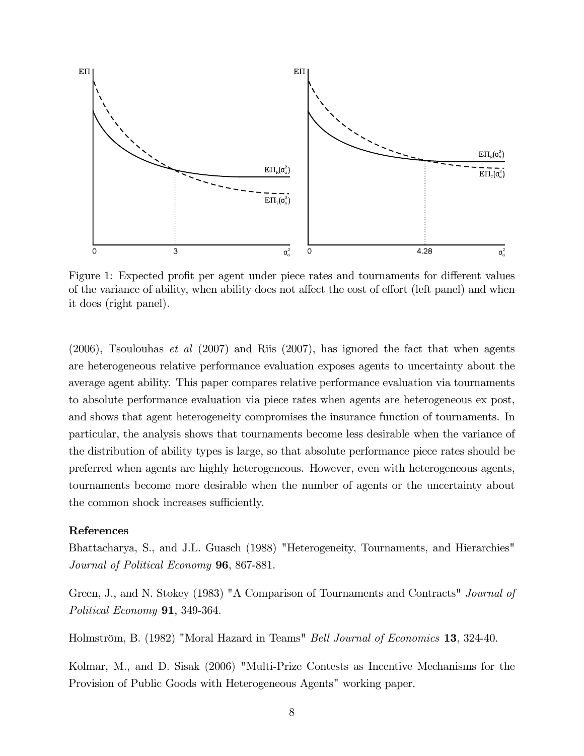Figure 1: Expected profit per agent under piece rates and tournaments for different values of the variance of ability, when ability does not affect the cost of effort (left panel) and when it does (right panel).

(2006), Tsoulouhas *et al* (2007) and Riis (2007), has ignored the fact that when agents are heterogeneous relative performance evaluation exposes agents to uncertainty about the average agent ability. This paper compares relative performance evaluation via tournaments to absolute performance evaluation via piece rates when agents are heterogeneous ex post, and shows that agent heterogeneity compromises the insurance function of tournaments. In particular, the analysis shows that tournaments become less desirable when the variance of the distribution of ability types is large, so that absolute performance piece rates should be preferred when agents are highly heterogeneous. However, even with heterogeneous agents, tournaments become more desirable when the number of agents or the uncertainty about the common shock increases sufficiently.

**References**

Bhattacharya, S., and J.L. Guasch (1988) "Heterogeneity, Tournaments, and Hierarchies" *Journal of Political Economy* **96**, 867-881.

Green, J., and N. Stokey (1983) "A Comparison of Tournaments and Contracts" *Journal of Political Economy* **91**, 349-364.

Holmström, B. (1982) "Moral Hazard in Teams" *Bell Journal of Economics* **13**, 324-40.

Kolmar, M., and D. Sisak (2006) "Multi-Prize Contests as Incentive Mechanisms for the Provision of Public Goods with Heterogeneous Agents" working paper.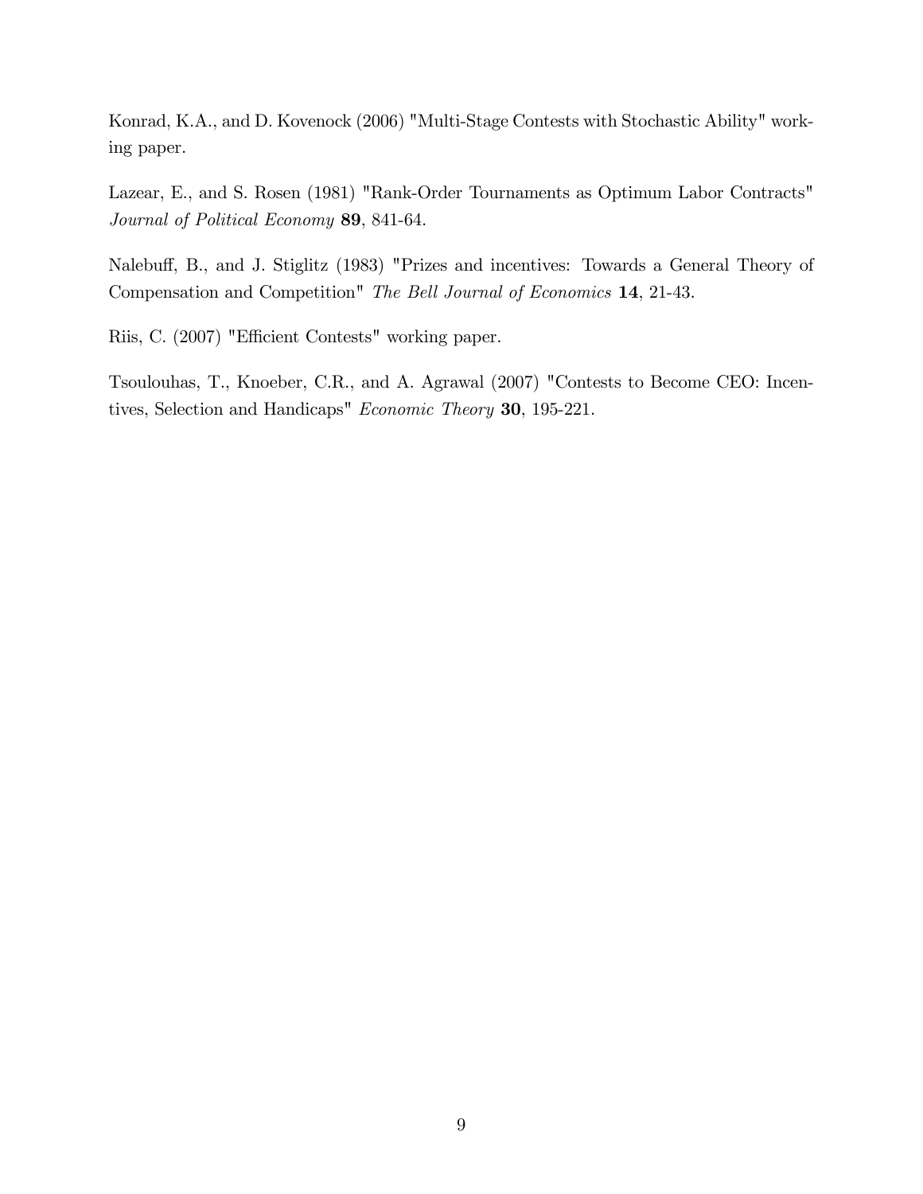Konrad, K.A., and D. Kovenock (2006) "Multi-Stage Contests with Stochastic Ability" working paper.

Lazear, E., and S. Rosen (1981) "Rank-Order Tournaments as Optimum Labor Contracts" *Journal of Political Economy* **89**, 841-64.

Nalebuff, B., and J. Stiglitz (1983) "Prizes and incentives: Towards a General Theory of Compensation and Competition" *The Bell Journal of Economics* **14**, 21-43.

Riis, C. (2007) "Efficient Contests" working paper.

Tsoulouhas, T., Knoeber, C.R., and A. Agrawal (2007) "Contests to Become CEO: Incentives, Selection and Handicaps" *Economic Theory* **30**, 195-221.